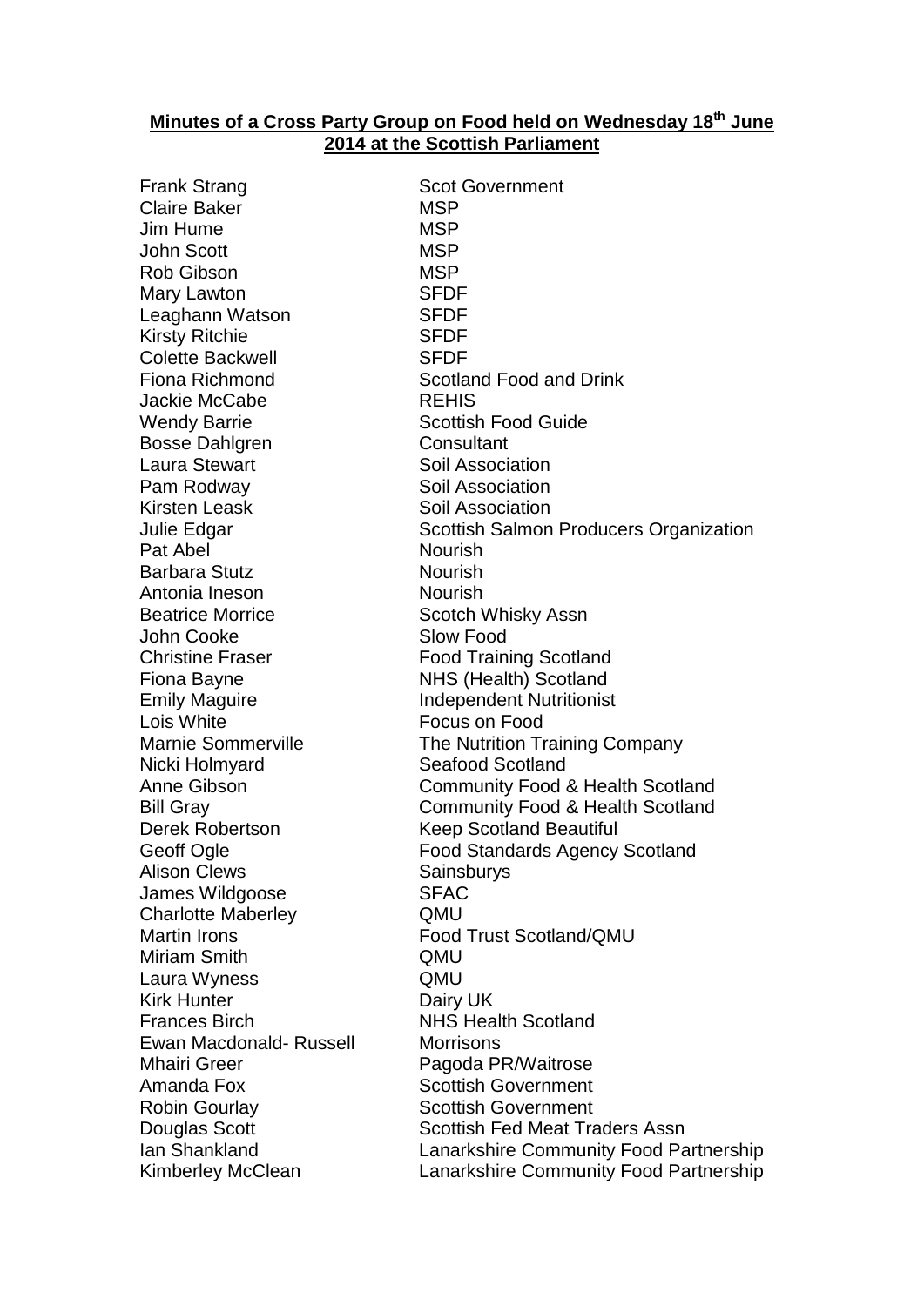**Minutes of a Cross Party Group on Food held on Wednesday 18th June 2014 at the Scottish Parliament**

| | |
|---|---|
| Frank Strang | Scot Government |
| Claire Baker | MSP |
| Jim Hume | MSP |
| John Scott | MSP |
| Rob Gibson | MSP |
| Mary Lawton | SFDF |
| Leaghann Watson | SFDF |
| Kirsty Ritchie | SFDF |
| Colette Backwell | SFDF |
| Fiona Richmond | Scotland Food and Drink |
| Jackie McCabe | REHIS |
| Wendy Barrie | Scottish Food Guide |
| Bosse Dahlgren | Consultant |
| Laura Stewart | Soil Association |
| Pam Rodway | Soil Association |
| Kirsten Leask | Soil Association |
| Julie Edgar | Scottish Salmon Producers Organization |
| Pat Abel | Nourish |
| Barbara Stutz | Nourish |
| Antonia Ineson | Nourish |
| Beatrice Morrice | Scotch Whisky Assn |
| John Cooke | Slow Food |
| Christine Fraser | Food Training Scotland |
| Fiona Bayne | NHS (Health) Scotland |
| Emily Maguire | Independent Nutritionist |
| Lois White | Focus on Food |
| Marnie Sommerville | The Nutrition Training Company |
| Nicki Holmyard | Seafood Scotland |
| Anne Gibson | Community Food & Health Scotland |
| Bill Gray | Community Food & Health Scotland |
| Derek Robertson | Keep Scotland Beautiful |
| Geoff Ogle | Food Standards Agency Scotland |
| Alison Clews | Sainsburys |
| James Wildgoose | SFAC |
| Charlotte Maberley | QMU |
| Martin Irons | Food Trust Scotland/QMU |
| Miriam Smith | QMU |
| Laura Wyness | QMU |
| Kirk Hunter | Dairy UK |
| Frances Birch | NHS Health Scotland |
| Ewan Macdonald- Russell | Morrisons |
| Mhairi Greer | Pagoda PR/Waitrose |
| Amanda Fox | Scottish Government |
| Robin Gourlay | Scottish Government |
| Douglas Scott | Scottish Fed Meat Traders Assn |
| Ian Shankland | Lanarkshire Community Food Partnership |
| Kimberley McClean | Lanarkshire Community Food Partnership |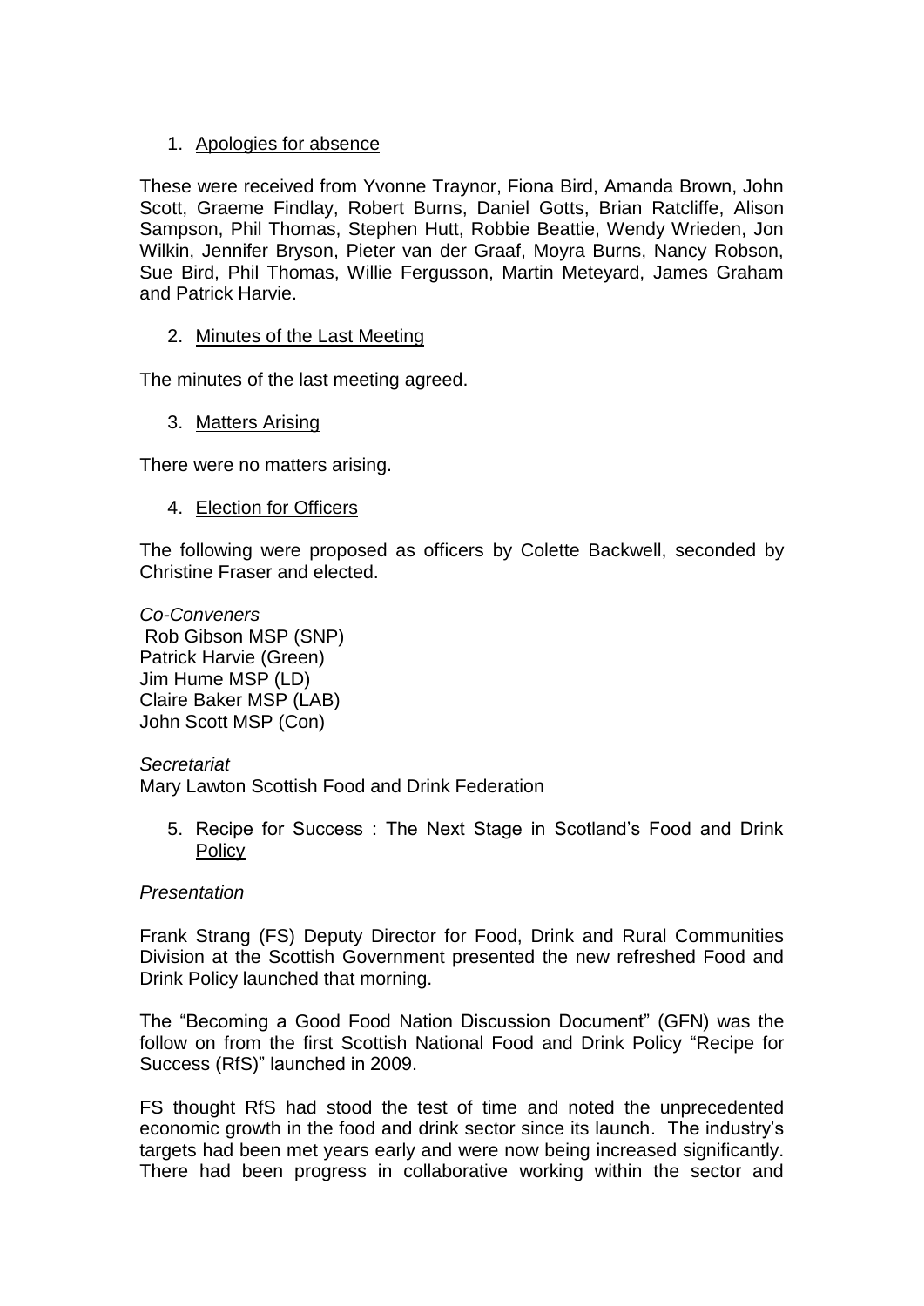1. Apologies for absence

These were received from Yvonne Traynor, Fiona Bird, Amanda Brown, John Scott, Graeme Findlay, Robert Burns, Daniel Gotts, Brian Ratcliffe, Alison Sampson, Phil Thomas, Stephen Hutt, Robbie Beattie, Wendy Wrieden, Jon Wilkin, Jennifer Bryson, Pieter van der Graaf, Moyra Burns, Nancy Robson, Sue Bird, Phil Thomas, Willie Fergusson, Martin Meteyard, James Graham and Patrick Harvie.

2. Minutes of the Last Meeting

The minutes of the last meeting agreed.

3. Matters Arising

There were no matters arising.

4. Election for Officers

The following were proposed as officers by Colette Backwell, seconded by Christine Fraser and elected.

*Co-Conveners*
Rob Gibson MSP (SNP)
Patrick Harvie (Green)
Jim Hume MSP (LD)
Claire Baker MSP (LAB)
John Scott MSP (Con)

*Secretariat*
Mary Lawton Scottish Food and Drink Federation

5. Recipe for Success : The Next Stage in Scotland's Food and Drink Policy

*Presentation*

Frank Strang (FS) Deputy Director for Food, Drink and Rural Communities Division at the Scottish Government presented the new refreshed Food and Drink Policy launched that morning.

The "Becoming a Good Food Nation Discussion Document" (GFN) was the follow on from the first Scottish National Food and Drink Policy "Recipe for Success (RfS)" launched in 2009.

FS thought RfS had stood the test of time and noted the unprecedented economic growth in the food and drink sector since its launch. The industry's targets had been met years early and were now being increased significantly. There had been progress in collaborative working within the sector and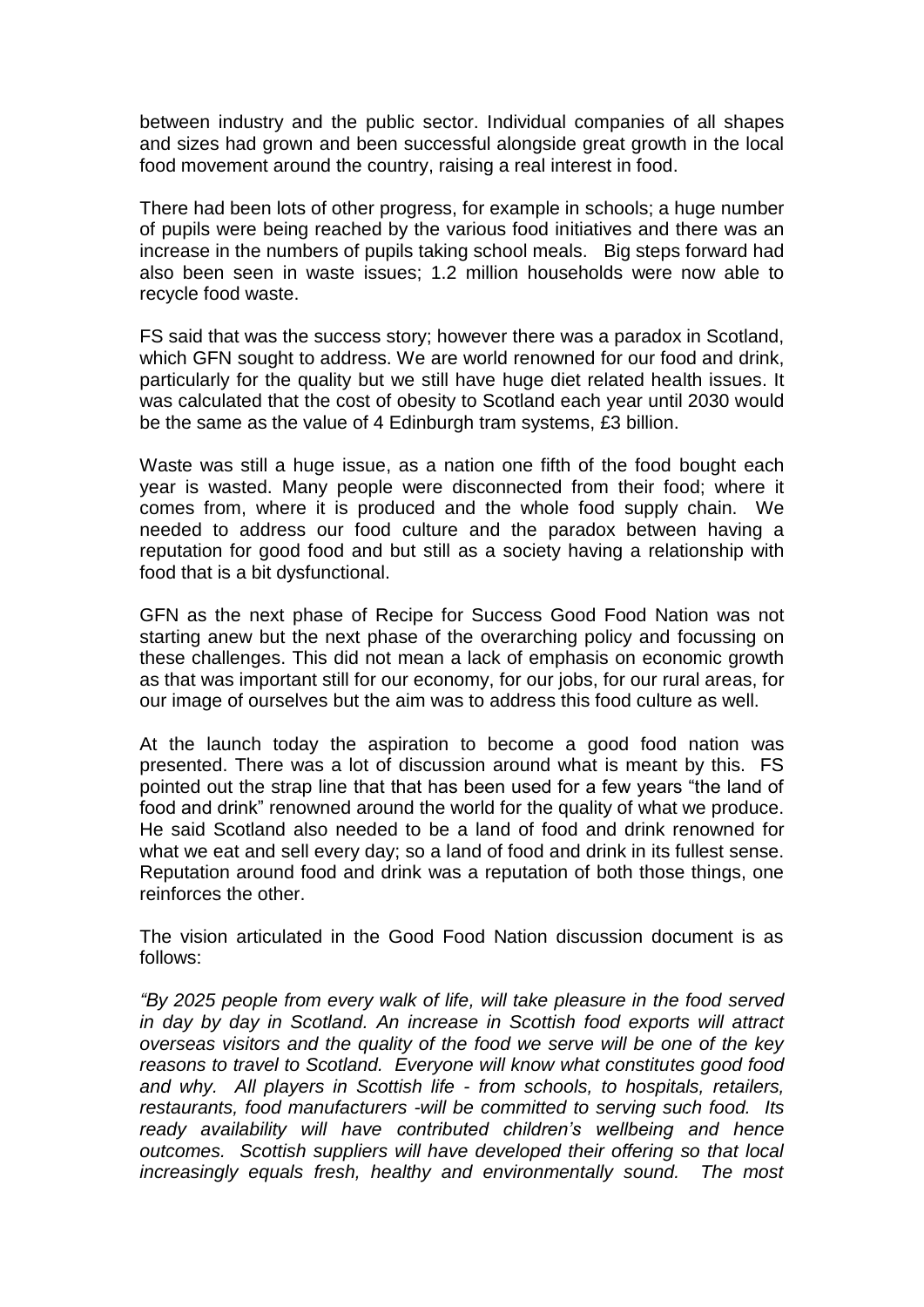between industry and the public sector. Individual companies of all shapes and sizes had grown and been successful alongside great growth in the local food movement around the country, raising a real interest in food.

There had been lots of other progress, for example in schools; a huge number of pupils were being reached by the various food initiatives and there was an increase in the numbers of pupils taking school meals. Big steps forward had also been seen in waste issues; 1.2 million households were now able to recycle food waste.

FS said that was the success story; however there was a paradox in Scotland, which GFN sought to address. We are world renowned for our food and drink, particularly for the quality but we still have huge diet related health issues. It was calculated that the cost of obesity to Scotland each year until 2030 would be the same as the value of 4 Edinburgh tram systems, £3 billion.

Waste was still a huge issue, as a nation one fifth of the food bought each year is wasted. Many people were disconnected from their food; where it comes from, where it is produced and the whole food supply chain. We needed to address our food culture and the paradox between having a reputation for good food and but still as a society having a relationship with food that is a bit dysfunctional.

GFN as the next phase of Recipe for Success Good Food Nation was not starting anew but the next phase of the overarching policy and focussing on these challenges. This did not mean a lack of emphasis on economic growth as that was important still for our economy, for our jobs, for our rural areas, for our image of ourselves but the aim was to address this food culture as well.

At the launch today the aspiration to become a good food nation was presented. There was a lot of discussion around what is meant by this. FS pointed out the strap line that that has been used for a few years "the land of food and drink" renowned around the world for the quality of what we produce. He said Scotland also needed to be a land of food and drink renowned for what we eat and sell every day; so a land of food and drink in its fullest sense. Reputation around food and drink was a reputation of both those things, one reinforces the other.

The vision articulated in the Good Food Nation discussion document is as follows:

*"By 2025 people from every walk of life, will take pleasure in the food served in day by day in Scotland. An increase in Scottish food exports will attract overseas visitors and the quality of the food we serve will be one of the key reasons to travel to Scotland. Everyone will know what constitutes good food and why. All players in Scottish life - from schools, to hospitals, retailers, restaurants, food manufacturers -will be committed to serving such food. Its ready availability will have contributed children's wellbeing and hence outcomes. Scottish suppliers will have developed their offering so that local increasingly equals fresh, healthy and environmentally sound. The most*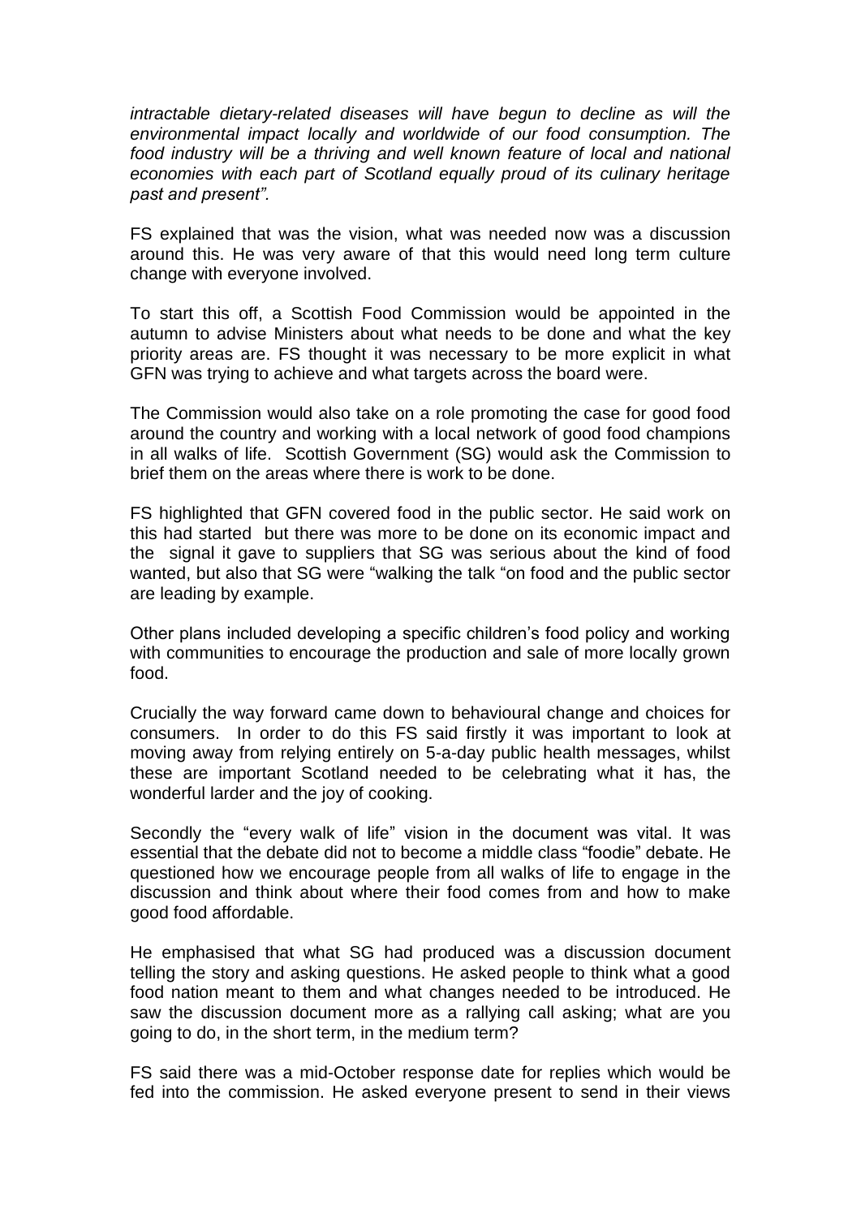*intractable dietary-related diseases will have begun to decline as will the environmental impact locally and worldwide of our food consumption. The food industry will be a thriving and well known feature of local and national economies with each part of Scotland equally proud of its culinary heritage past and present".*

FS explained that was the vision, what was needed now was a discussion around this. He was very aware of that this would need long term culture change with everyone involved.

To start this off, a Scottish Food Commission would be appointed in the autumn to advise Ministers about what needs to be done and what the key priority areas are. FS thought it was necessary to be more explicit in what GFN was trying to achieve and what targets across the board were.

The Commission would also take on a role promoting the case for good food around the country and working with a local network of good food champions in all walks of life. Scottish Government (SG) would ask the Commission to brief them on the areas where there is work to be done.

FS highlighted that GFN covered food in the public sector. He said work on this had started but there was more to be done on its economic impact and the signal it gave to suppliers that SG was serious about the kind of food wanted, but also that SG were "walking the talk "on food and the public sector are leading by example.

Other plans included developing a specific children's food policy and working with communities to encourage the production and sale of more locally grown food.

Crucially the way forward came down to behavioural change and choices for consumers. In order to do this FS said firstly it was important to look at moving away from relying entirely on 5-a-day public health messages, whilst these are important Scotland needed to be celebrating what it has, the wonderful larder and the joy of cooking.

Secondly the "every walk of life" vision in the document was vital. It was essential that the debate did not to become a middle class "foodie" debate. He questioned how we encourage people from all walks of life to engage in the discussion and think about where their food comes from and how to make good food affordable.

He emphasised that what SG had produced was a discussion document telling the story and asking questions. He asked people to think what a good food nation meant to them and what changes needed to be introduced. He saw the discussion document more as a rallying call asking; what are you going to do, in the short term, in the medium term?

FS said there was a mid-October response date for replies which would be fed into the commission. He asked everyone present to send in their views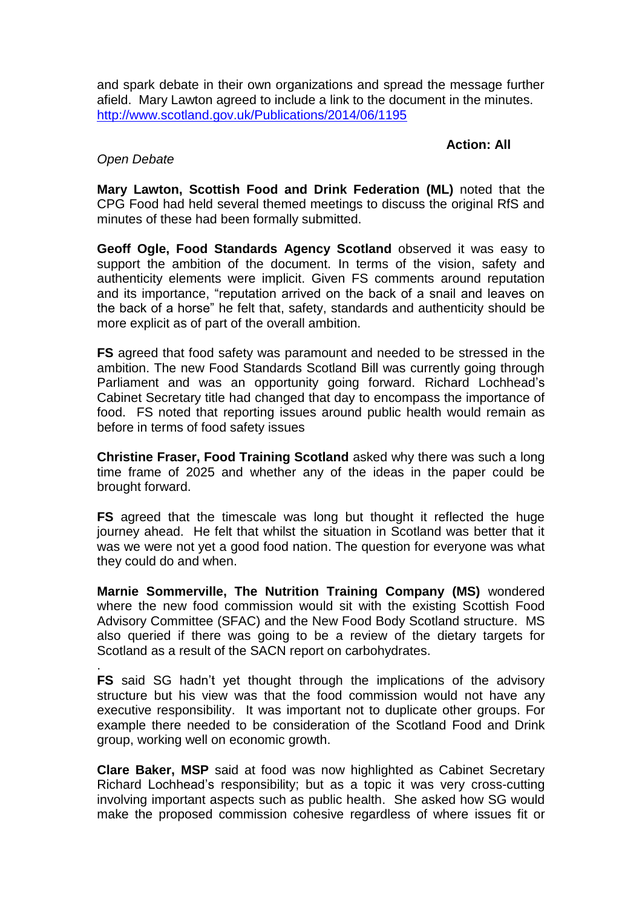and spark debate in their own organizations and spread the message further afield. Mary Lawton agreed to include a link to the document in the minutes. http://www.scotland.gov.uk/Publications/2014/06/1195

**Action: All**

*Open Debate*

**Mary Lawton, Scottish Food and Drink Federation (ML)** noted that the CPG Food had held several themed meetings to discuss the original RfS and minutes of these had been formally submitted.

**Geoff Ogle, Food Standards Agency Scotland** observed it was easy to support the ambition of the document. In terms of the vision, safety and authenticity elements were implicit. Given FS comments around reputation and its importance, "reputation arrived on the back of a snail and leaves on the back of a horse" he felt that, safety, standards and authenticity should be more explicit as of part of the overall ambition.

**FS** agreed that food safety was paramount and needed to be stressed in the ambition. The new Food Standards Scotland Bill was currently going through Parliament and was an opportunity going forward. Richard Lochhead's Cabinet Secretary title had changed that day to encompass the importance of food. FS noted that reporting issues around public health would remain as before in terms of food safety issues

**Christine Fraser, Food Training Scotland** asked why there was such a long time frame of 2025 and whether any of the ideas in the paper could be brought forward.

**FS** agreed that the timescale was long but thought it reflected the huge journey ahead. He felt that whilst the situation in Scotland was better that it was we were not yet a good food nation. The question for everyone was what they could do and when.

**Marnie Sommerville, The Nutrition Training Company (MS)** wondered where the new food commission would sit with the existing Scottish Food Advisory Committee (SFAC) and the New Food Body Scotland structure. MS also queried if there was going to be a review of the dietary targets for Scotland as a result of the SACN report on carbohydrates.

.
**FS** said SG hadn't yet thought through the implications of the advisory structure but his view was that the food commission would not have any executive responsibility. It was important not to duplicate other groups. For example there needed to be consideration of the Scotland Food and Drink group, working well on economic growth.

**Clare Baker, MSP** said at food was now highlighted as Cabinet Secretary Richard Lochhead's responsibility; but as a topic it was very cross-cutting involving important aspects such as public health. She asked how SG would make the proposed commission cohesive regardless of where issues fit or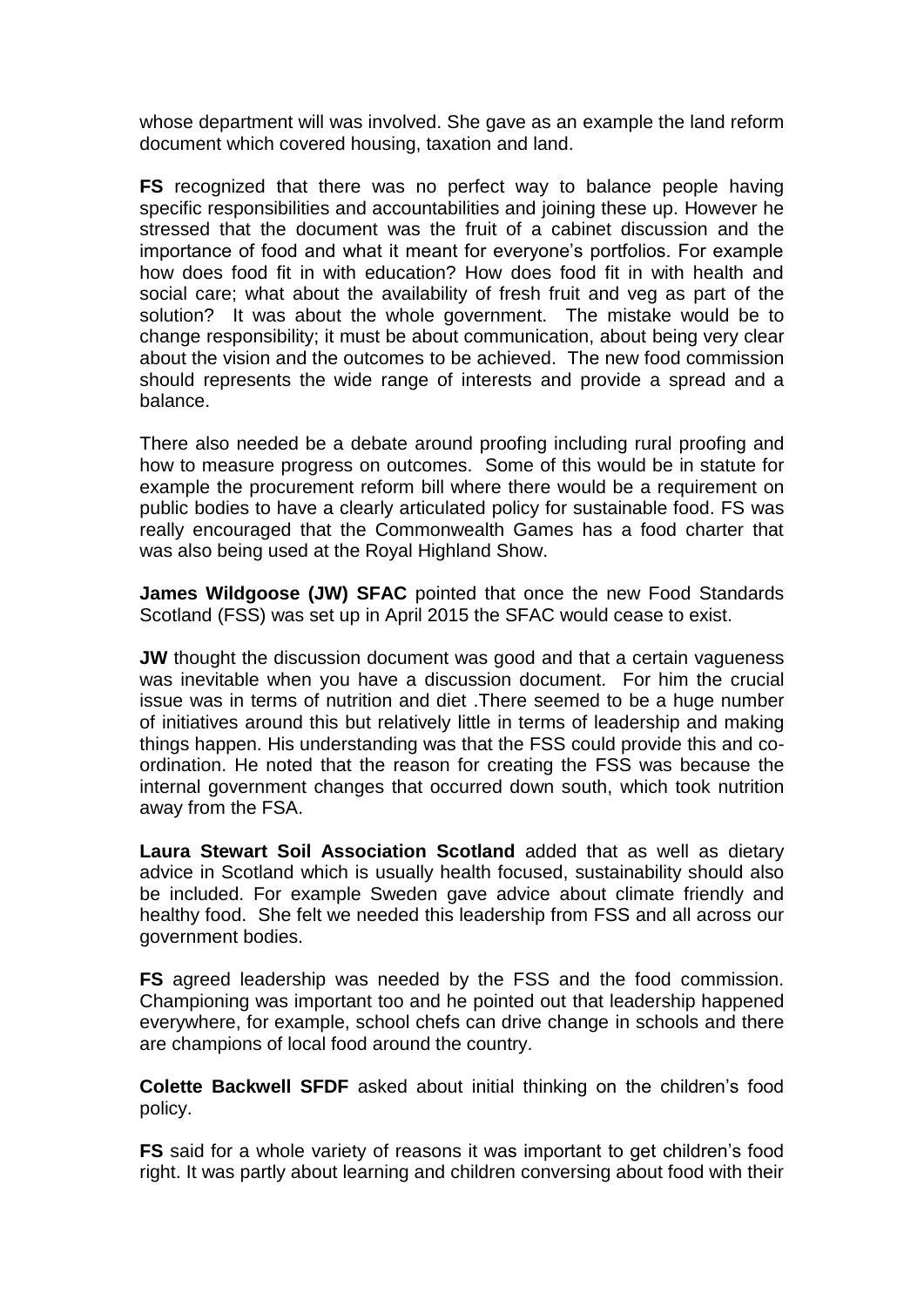whose department will was involved. She gave as an example the land reform document which covered housing, taxation and land.

**FS** recognized that there was no perfect way to balance people having specific responsibilities and accountabilities and joining these up. However he stressed that the document was the fruit of a cabinet discussion and the importance of food and what it meant for everyone's portfolios. For example how does food fit in with education? How does food fit in with health and social care; what about the availability of fresh fruit and veg as part of the solution? It was about the whole government. The mistake would be to change responsibility; it must be about communication, about being very clear about the vision and the outcomes to be achieved. The new food commission should represents the wide range of interests and provide a spread and a balance.

There also needed be a debate around proofing including rural proofing and how to measure progress on outcomes. Some of this would be in statute for example the procurement reform bill where there would be a requirement on public bodies to have a clearly articulated policy for sustainable food. FS was really encouraged that the Commonwealth Games has a food charter that was also being used at the Royal Highland Show.

**James Wildgoose (JW) SFAC** pointed that once the new Food Standards Scotland (FSS) was set up in April 2015 the SFAC would cease to exist.

**JW** thought the discussion document was good and that a certain vagueness was inevitable when you have a discussion document. For him the crucial issue was in terms of nutrition and diet .There seemed to be a huge number of initiatives around this but relatively little in terms of leadership and making things happen. His understanding was that the FSS could provide this and co-ordination. He noted that the reason for creating the FSS was because the internal government changes that occurred down south, which took nutrition away from the FSA.

**Laura Stewart Soil Association Scotland** added that as well as dietary advice in Scotland which is usually health focused, sustainability should also be included. For example Sweden gave advice about climate friendly and healthy food. She felt we needed this leadership from FSS and all across our government bodies.

**FS** agreed leadership was needed by the FSS and the food commission. Championing was important too and he pointed out that leadership happened everywhere, for example, school chefs can drive change in schools and there are champions of local food around the country.

**Colette Backwell SFDF** asked about initial thinking on the children's food policy.

**FS** said for a whole variety of reasons it was important to get children's food right. It was partly about learning and children conversing about food with their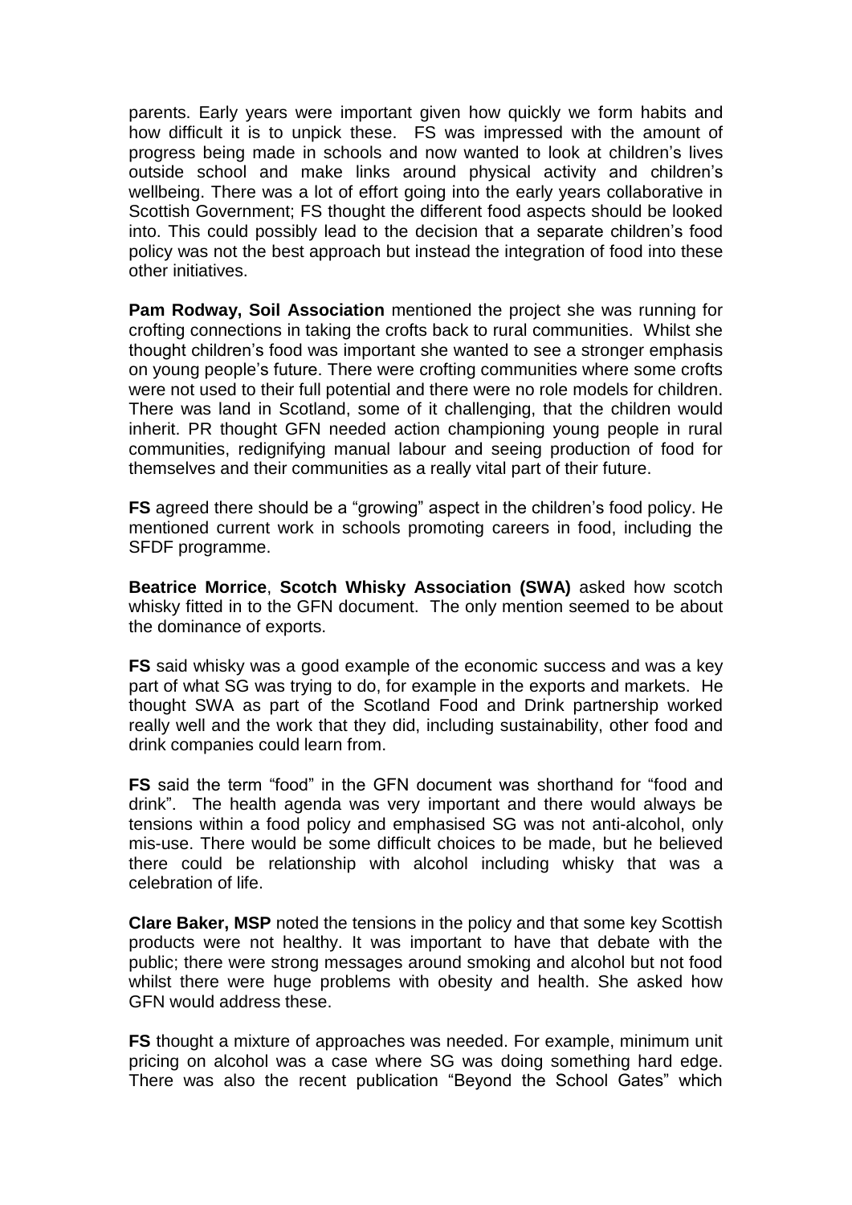parents. Early years were important given how quickly we form habits and how difficult it is to unpick these. FS was impressed with the amount of progress being made in schools and now wanted to look at children's lives outside school and make links around physical activity and children's wellbeing. There was a lot of effort going into the early years collaborative in Scottish Government; FS thought the different food aspects should be looked into. This could possibly lead to the decision that a separate children's food policy was not the best approach but instead the integration of food into these other initiatives.

**Pam Rodway, Soil Association** mentioned the project she was running for crofting connections in taking the crofts back to rural communities. Whilst she thought children's food was important she wanted to see a stronger emphasis on young people's future. There were crofting communities where some crofts were not used to their full potential and there were no role models for children. There was land in Scotland, some of it challenging, that the children would inherit. PR thought GFN needed action championing young people in rural communities, redignifying manual labour and seeing production of food for themselves and their communities as a really vital part of their future.

**FS** agreed there should be a "growing" aspect in the children's food policy. He mentioned current work in schools promoting careers in food, including the SFDF programme.

**Beatrice Morrice**, **Scotch Whisky Association (SWA)** asked how scotch whisky fitted in to the GFN document. The only mention seemed to be about the dominance of exports.

**FS** said whisky was a good example of the economic success and was a key part of what SG was trying to do, for example in the exports and markets. He thought SWA as part of the Scotland Food and Drink partnership worked really well and the work that they did, including sustainability, other food and drink companies could learn from.

**FS** said the term "food" in the GFN document was shorthand for "food and drink". The health agenda was very important and there would always be tensions within a food policy and emphasised SG was not anti-alcohol, only mis-use. There would be some difficult choices to be made, but he believed there could be relationship with alcohol including whisky that was a celebration of life.

**Clare Baker, MSP** noted the tensions in the policy and that some key Scottish products were not healthy. It was important to have that debate with the public; there were strong messages around smoking and alcohol but not food whilst there were huge problems with obesity and health. She asked how GFN would address these.

**FS** thought a mixture of approaches was needed. For example, minimum unit pricing on alcohol was a case where SG was doing something hard edge. There was also the recent publication "Beyond the School Gates" which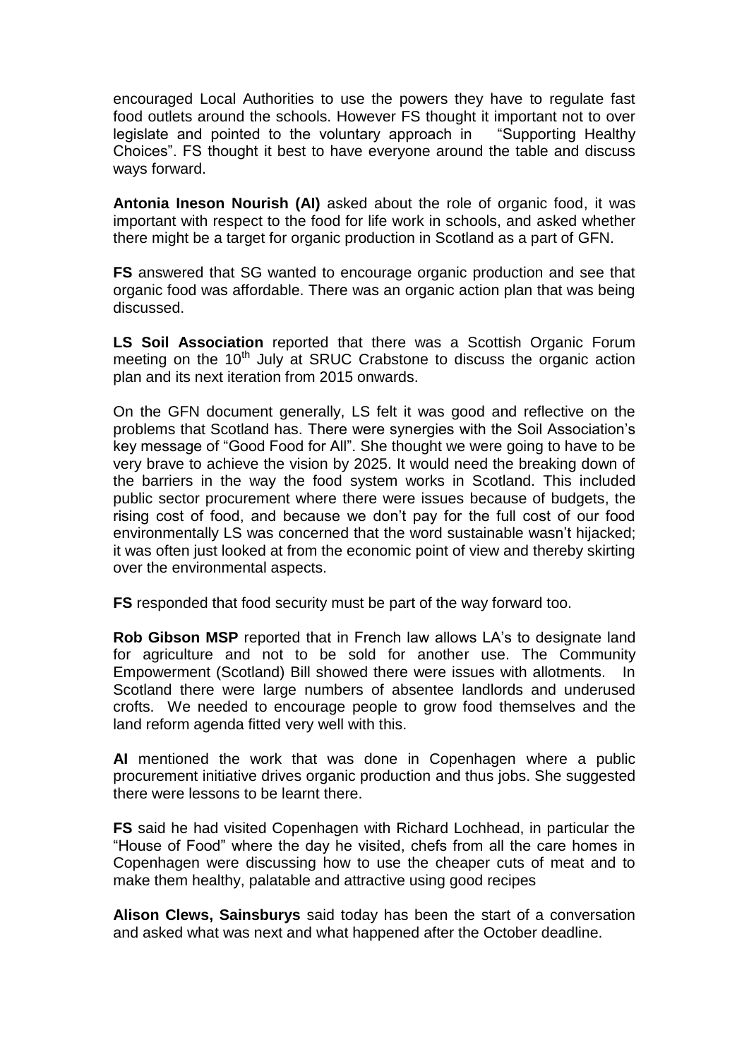encouraged Local Authorities to use the powers they have to regulate fast food outlets around the schools. However FS thought it important not to over legislate and pointed to the voluntary approach in "Supporting Healthy Choices". FS thought it best to have everyone around the table and discuss ways forward.

**Antonia Ineson Nourish (AI)** asked about the role of organic food, it was important with respect to the food for life work in schools, and asked whether there might be a target for organic production in Scotland as a part of GFN.

**FS** answered that SG wanted to encourage organic production and see that organic food was affordable. There was an organic action plan that was being discussed.

**LS Soil Association** reported that there was a Scottish Organic Forum meeting on the 10th July at SRUC Crabstone to discuss the organic action plan and its next iteration from 2015 onwards.

On the GFN document generally, LS felt it was good and reflective on the problems that Scotland has. There were synergies with the Soil Association's key message of "Good Food for All". She thought we were going to have to be very brave to achieve the vision by 2025. It would need the breaking down of the barriers in the way the food system works in Scotland. This included public sector procurement where there were issues because of budgets, the rising cost of food, and because we don't pay for the full cost of our food environmentally LS was concerned that the word sustainable wasn't hijacked; it was often just looked at from the economic point of view and thereby skirting over the environmental aspects.

**FS** responded that food security must be part of the way forward too.

**Rob Gibson MSP** reported that in French law allows LA's to designate land for agriculture and not to be sold for another use. The Community Empowerment (Scotland) Bill showed there were issues with allotments. In Scotland there were large numbers of absentee landlords and underused crofts. We needed to encourage people to grow food themselves and the land reform agenda fitted very well with this.

**AI** mentioned the work that was done in Copenhagen where a public procurement initiative drives organic production and thus jobs. She suggested there were lessons to be learnt there.

**FS** said he had visited Copenhagen with Richard Lochhead, in particular the "House of Food" where the day he visited, chefs from all the care homes in Copenhagen were discussing how to use the cheaper cuts of meat and to make them healthy, palatable and attractive using good recipes

**Alison Clews, Sainsburys** said today has been the start of a conversation and asked what was next and what happened after the October deadline.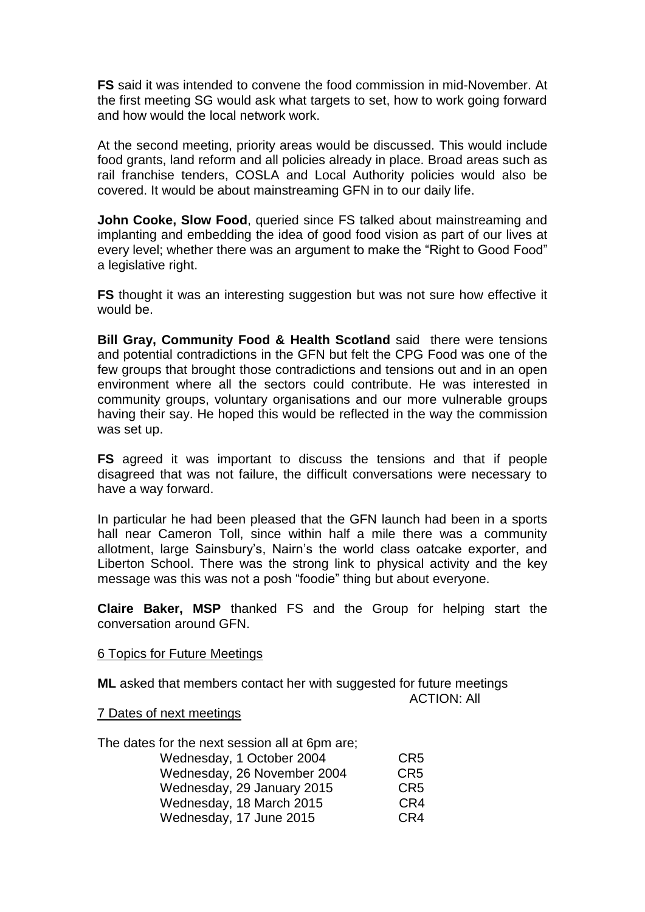**FS** said it was intended to convene the food commission in mid-November. At the first meeting SG would ask what targets to set, how to work going forward and how would the local network work.

At the second meeting, priority areas would be discussed. This would include food grants, land reform and all policies already in place. Broad areas such as rail franchise tenders, COSLA and Local Authority policies would also be covered. It would be about mainstreaming GFN in to our daily life.

**John Cooke, Slow Food**, queried since FS talked about mainstreaming and implanting and embedding the idea of good food vision as part of our lives at every level; whether there was an argument to make the "Right to Good Food" a legislative right.

**FS** thought it was an interesting suggestion but was not sure how effective it would be.

**Bill Gray, Community Food & Health Scotland** said there were tensions and potential contradictions in the GFN but felt the CPG Food was one of the few groups that brought those contradictions and tensions out and in an open environment where all the sectors could contribute. He was interested in community groups, voluntary organisations and our more vulnerable groups having their say. He hoped this would be reflected in the way the commission was set up.

**FS** agreed it was important to discuss the tensions and that if people disagreed that was not failure, the difficult conversations were necessary to have a way forward.

In particular he had been pleased that the GFN launch had been in a sports hall near Cameron Toll, since within half a mile there was a community allotment, large Sainsbury's, Nairn's the world class oatcake exporter, and Liberton School. There was the strong link to physical activity and the key message was this was not a posh "foodie" thing but about everyone.

**Claire Baker, MSP** thanked FS and the Group for helping start the conversation around GFN.

<u>6 Topics for Future Meetings</u>

**ML** asked that members contact her with suggested for future meetings

ACTION: All

<u>7 Dates of next meetings</u>

The dates for the next session all at 6pm are;

| | |
|---|---|
| Wednesday, 1 October 2004 | CR5 |
| Wednesday, 26 November 2004 | CR5 |
| Wednesday, 29 January 2015 | CR5 |
| Wednesday, 18 March 2015 | CR4 |
| Wednesday, 17 June 2015 | CR4 |